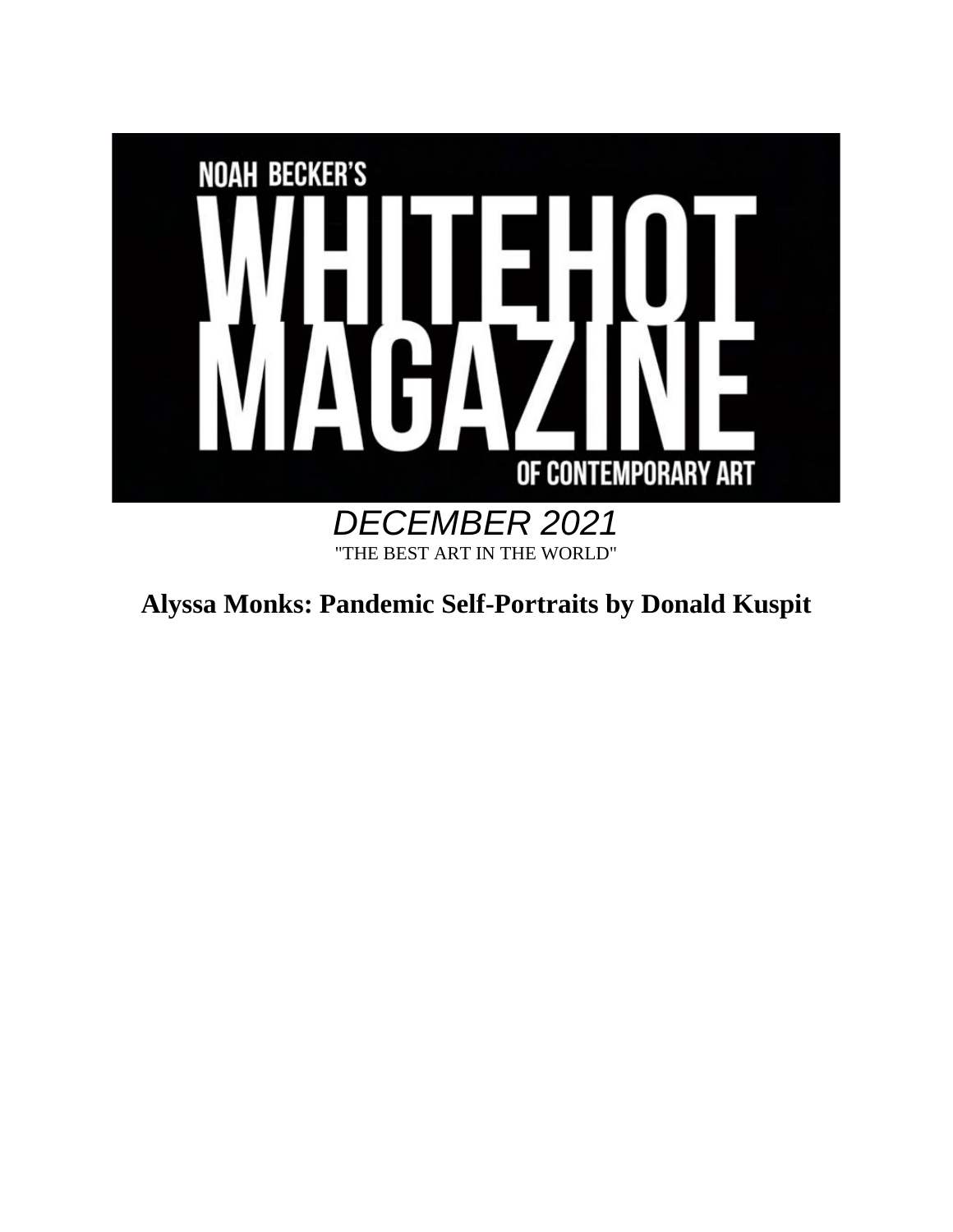NOAH BECKER'S

# WHITEHOT MAGAZINE

OF CONTEMPORARY ART

*DECEMBER 2021*

"THE BEST ART IN THE WORLD"

## Alyssa Monks: Pandemic Self-Portraits by Donald Kuspit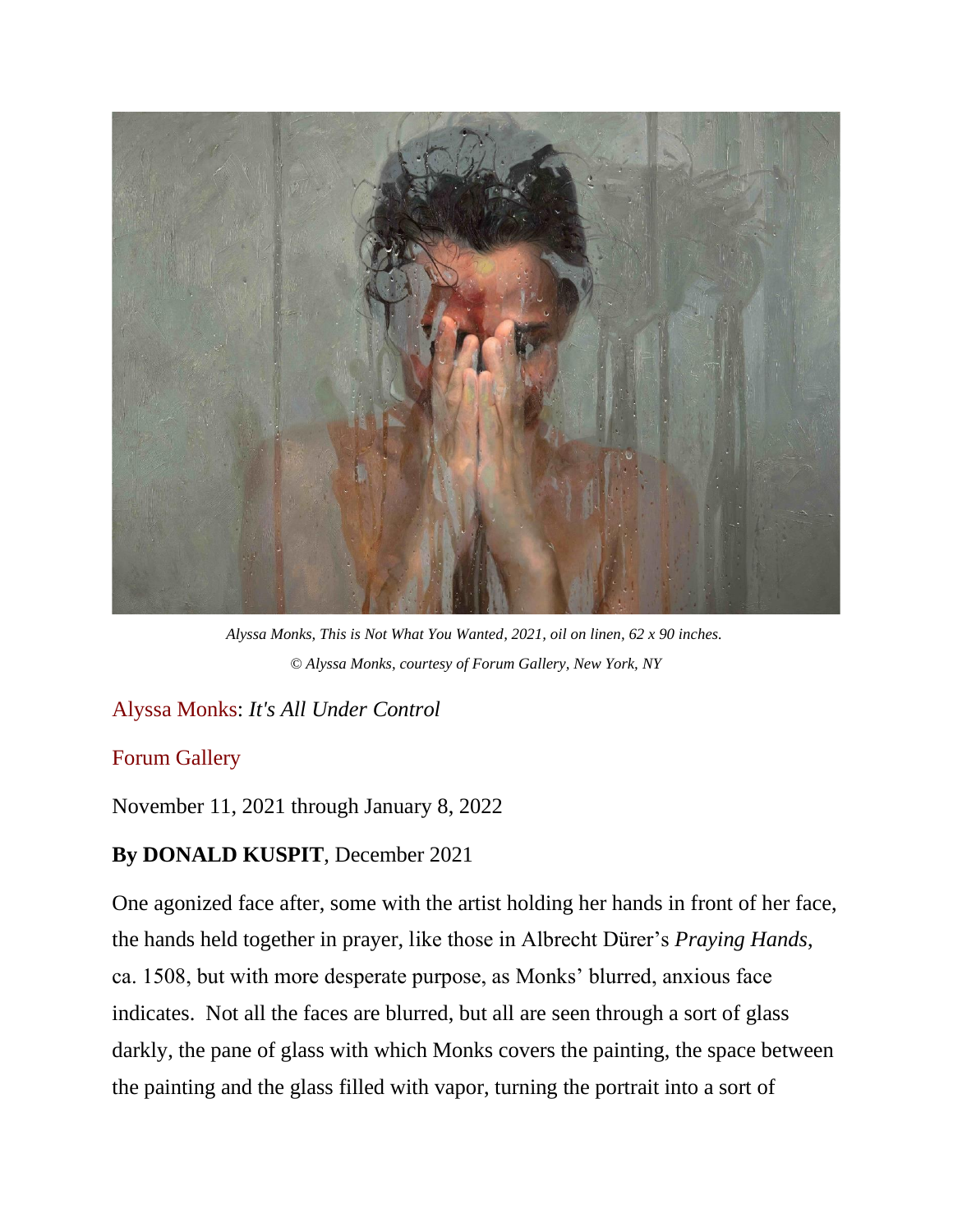*Alyssa Monks, This is Not What You Wanted, 2021, oil on linen, 62 x 90 inches.*

*© Alyssa Monks, courtesy of Forum Gallery, New York, NY*

Alyssa Monks: *It's All Under Control*

Forum Gallery

November 11, 2021 through January 8, 2022

**By DONALD KUSPIT**, December 2021

One agonized face after, some with the artist holding her hands in front of her face, the hands held together in prayer, like those in Albrecht Dürer's *Praying Hands*, ca. 1508, but with more desperate purpose, as Monks' blurred, anxious face indicates. Not all the faces are blurred, but all are seen through a sort of glass darkly, the pane of glass with which Monks covers the painting, the space between the painting and the glass filled with vapor, turning the portrait into a sort of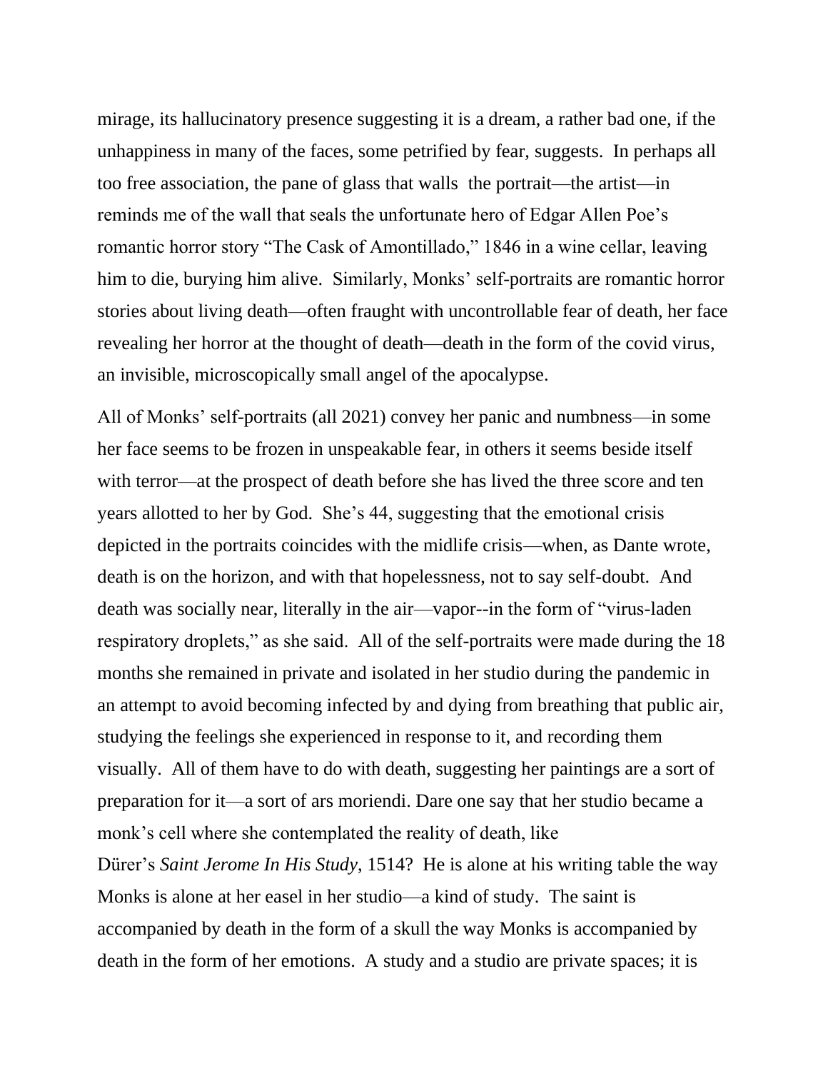mirage, its hallucinatory presence suggesting it is a dream, a rather bad one, if the unhappiness in many of the faces, some petrified by fear, suggests. In perhaps all too free association, the pane of glass that walls the portrait—the artist—in reminds me of the wall that seals the unfortunate hero of Edgar Allen Poe's romantic horror story "The Cask of Amontillado," 1846 in a wine cellar, leaving him to die, burying him alive. Similarly, Monks' self-portraits are romantic horror stories about living death—often fraught with uncontrollable fear of death, her face revealing her horror at the thought of death—death in the form of the covid virus, an invisible, microscopically small angel of the apocalypse.

All of Monks' self-portraits (all 2021) convey her panic and numbness—in some her face seems to be frozen in unspeakable fear, in others it seems beside itself with terror—at the prospect of death before she has lived the three score and ten years allotted to her by God. She's 44, suggesting that the emotional crisis depicted in the portraits coincides with the midlife crisis—when, as Dante wrote, death is on the horizon, and with that hopelessness, not to say self-doubt. And death was socially near, literally in the air—vapor--in the form of "virus-laden respiratory droplets," as she said. All of the self-portraits were made during the 18 months she remained in private and isolated in her studio during the pandemic in an attempt to avoid becoming infected by and dying from breathing that public air, studying the feelings she experienced in response to it, and recording them visually. All of them have to do with death, suggesting her paintings are a sort of preparation for it—a sort of ars moriendi. Dare one say that her studio became a monk's cell where she contemplated the reality of death, like Dürer's *Saint Jerome In His Study*, 1514? He is alone at his writing table the way Monks is alone at her easel in her studio—a kind of study. The saint is accompanied by death in the form of a skull the way Monks is accompanied by death in the form of her emotions. A study and a studio are private spaces; it is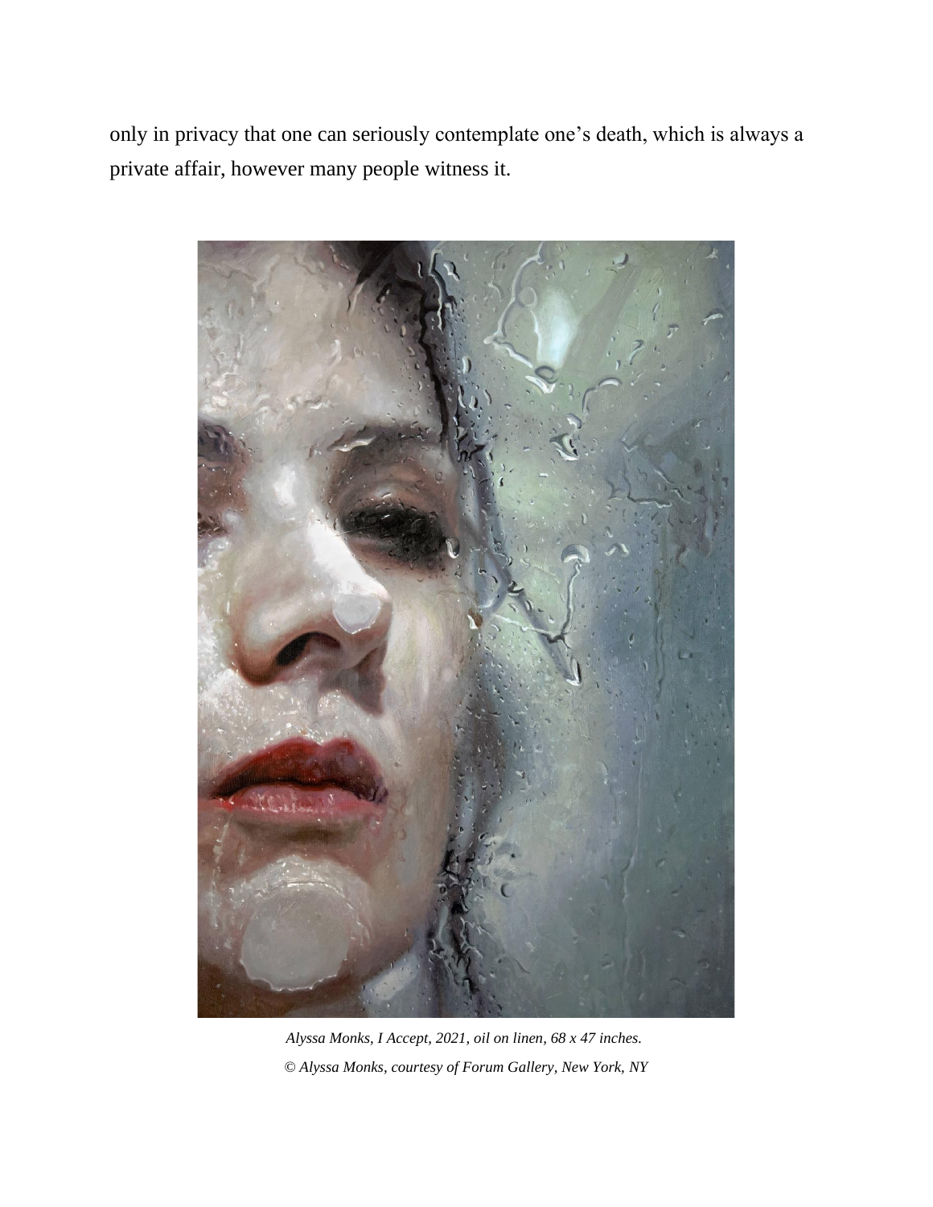only in privacy that one can seriously contemplate one's death, which is always a private affair, however many people witness it.

*Alyssa Monks, I Accept, 2021, oil on linen, 68 x 47 inches.*
*© Alyssa Monks, courtesy of Forum Gallery, New York, NY*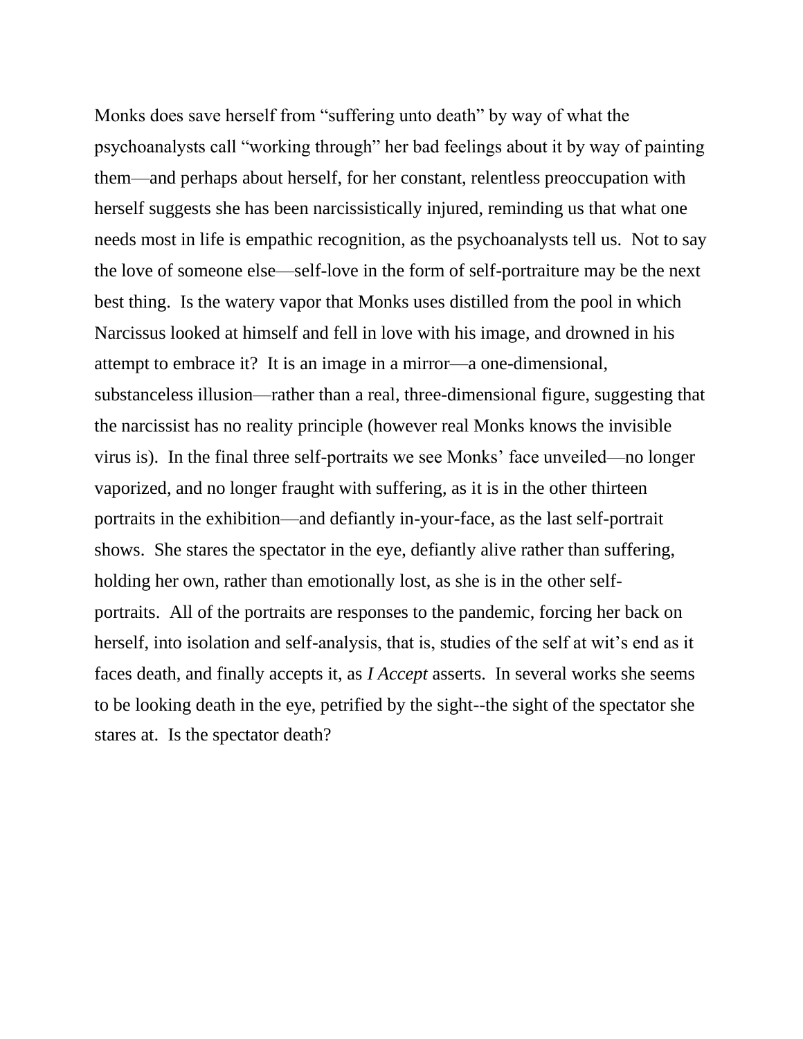Monks does save herself from “suffering unto death” by way of what the psychoanalysts call “working through” her bad feelings about it by way of painting them—and perhaps about herself, for her constant, relentless preoccupation with herself suggests she has been narcissistically injured, reminding us that what one needs most in life is empathic recognition, as the psychoanalysts tell us.  Not to say the love of someone else—self-love in the form of self-portraiture may be the next best thing.  Is the watery vapor that Monks uses distilled from the pool in which Narcissus looked at himself and fell in love with his image, and drowned in his attempt to embrace it?  It is an image in a mirror—a one-dimensional, substanceless illusion—rather than a real, three-dimensional figure, suggesting that the narcissist has no reality principle (however real Monks knows the invisible virus is).  In the final three self-portraits we see Monks' face unveiled—no longer vaporized, and no longer fraught with suffering, as it is in the other thirteen portraits in the exhibition—and defiantly in-your-face, as the last self-portrait shows.  She stares the spectator in the eye, defiantly alive rather than suffering, holding her own, rather than emotionally lost, as she is in the other self-portraits.  All of the portraits are responses to the pandemic, forcing her back on herself, into isolation and self-analysis, that is, studies of the self at wit's end as it faces death, and finally accepts it, as *I Accept* asserts.  In several works she seems to be looking death in the eye, petrified by the sight--the sight of the spectator she stares at.  Is the spectator death?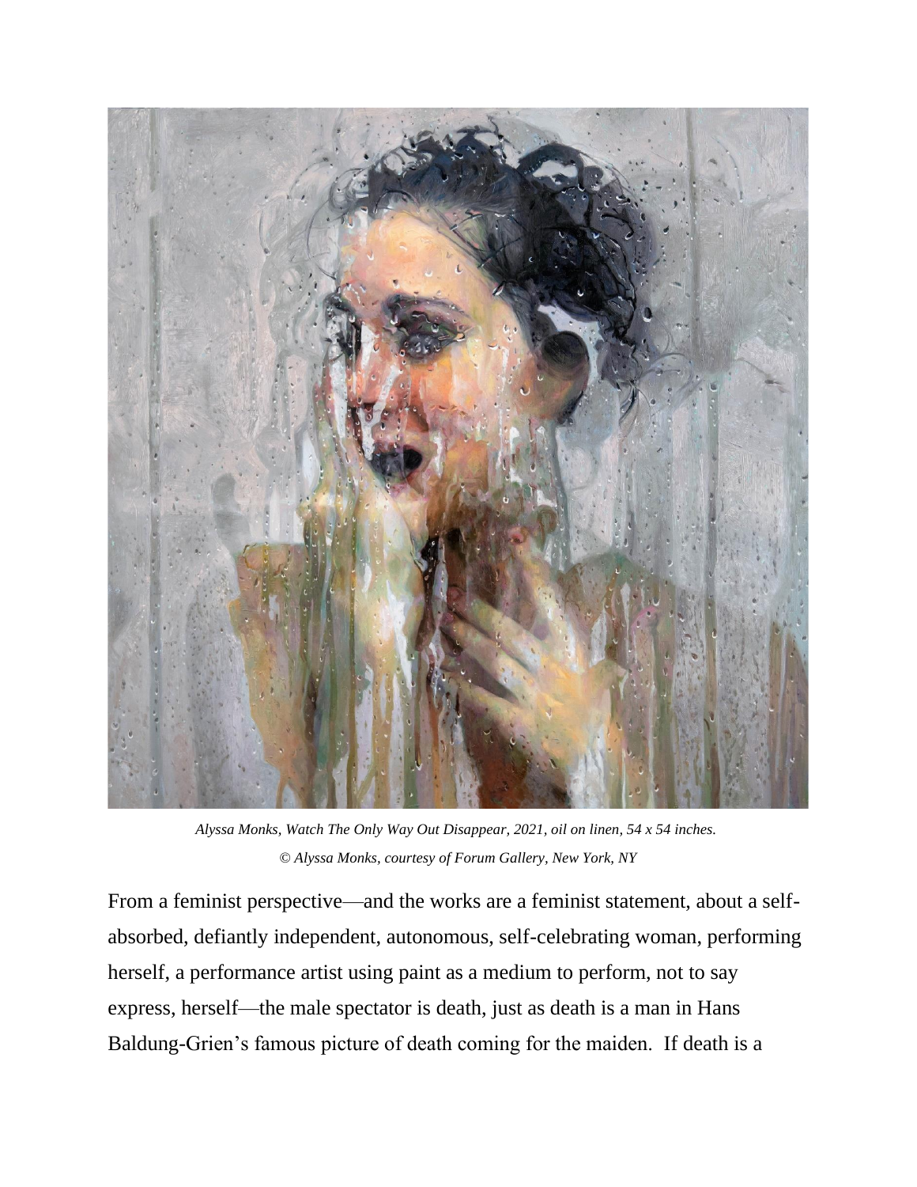*Alyssa Monks, Watch The Only Way Out Disappear, 2021, oil on linen, 54 x 54 inches.*
*© Alyssa Monks, courtesy of Forum Gallery, New York, NY*

From a feminist perspective—and the works are a feminist statement, about a self-absorbed, defiantly independent, autonomous, self-celebrating woman, performing herself, a performance artist using paint as a medium to perform, not to say express, herself—the male spectator is death, just as death is a man in Hans Baldung-Grien's famous picture of death coming for the maiden. If death is a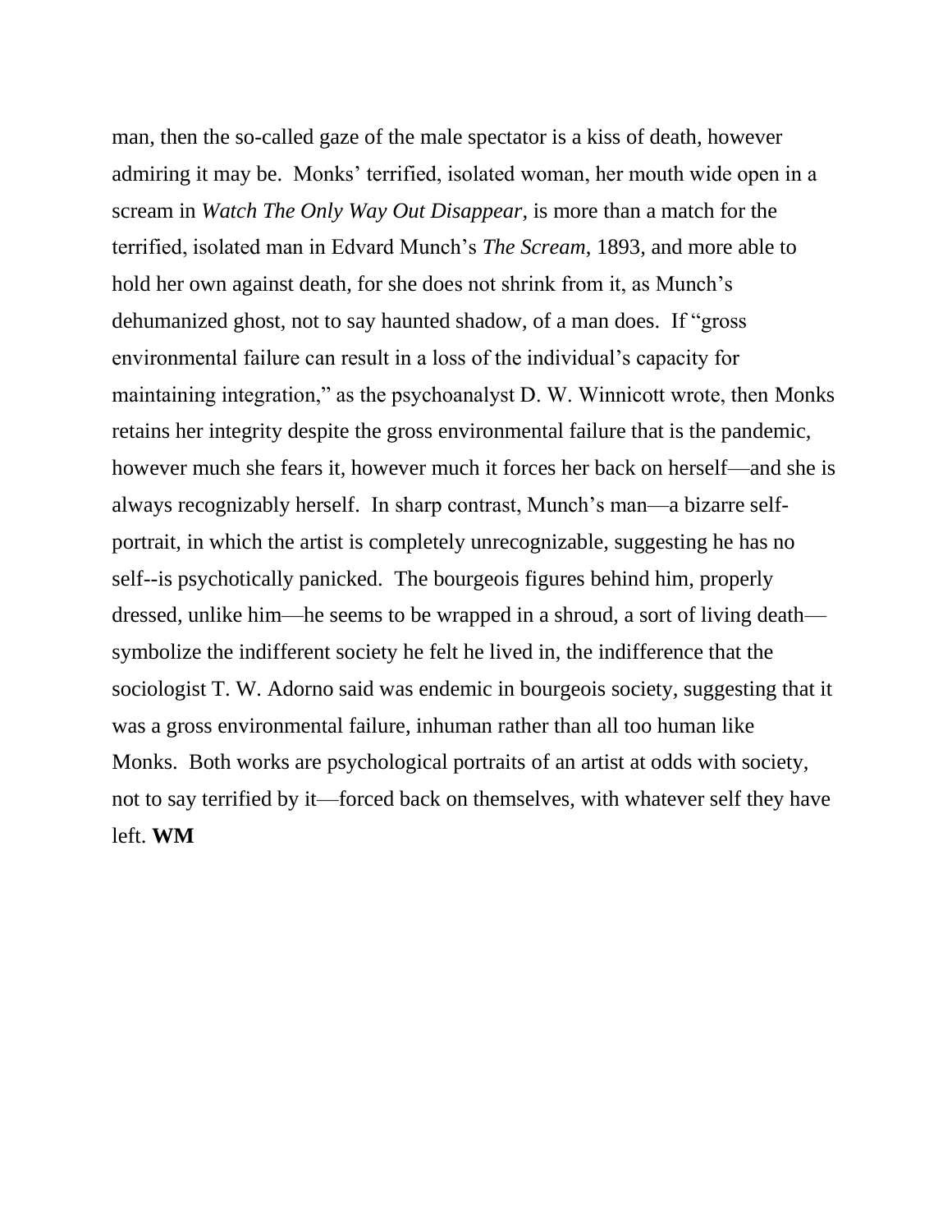man, then the so-called gaze of the male spectator is a kiss of death, however admiring it may be. Monks' terrified, isolated woman, her mouth wide open in a scream in *Watch The Only Way Out Disappear*, is more than a match for the terrified, isolated man in Edvard Munch's *The Scream*, 1893, and more able to hold her own against death, for she does not shrink from it, as Munch's dehumanized ghost, not to say haunted shadow, of a man does. If "gross environmental failure can result in a loss of the individual's capacity for maintaining integration," as the psychoanalyst D. W. Winnicott wrote, then Monks retains her integrity despite the gross environmental failure that is the pandemic, however much she fears it, however much it forces her back on herself—and she is always recognizably herself. In sharp contrast, Munch's man—a bizarre self-portrait, in which the artist is completely unrecognizable, suggesting he has no self--is psychotically panicked. The bourgeois figures behind him, properly dressed, unlike him—he seems to be wrapped in a shroud, a sort of living death—symbolize the indifferent society he felt he lived in, the indifference that the sociologist T. W. Adorno said was endemic in bourgeois society, suggesting that it was a gross environmental failure, inhuman rather than all too human like Monks. Both works are psychological portraits of an artist at odds with society, not to say terrified by it—forced back on themselves, with whatever self they have left. **WM**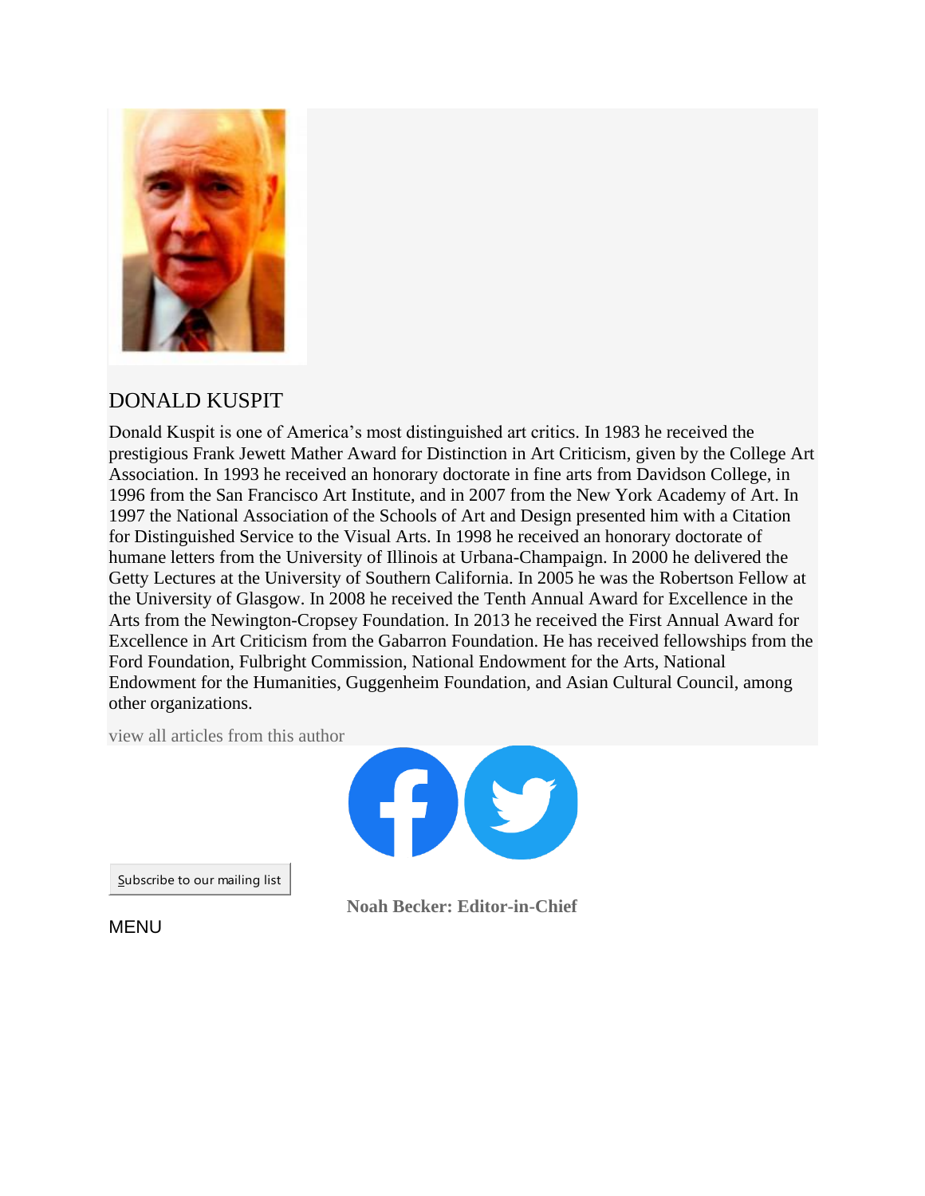## DONALD KUSPIT

Donald Kuspit is one of America's most distinguished art critics. In 1983 he received the prestigious Frank Jewett Mather Award for Distinction in Art Criticism, given by the College Art Association. In 1993 he received an honorary doctorate in fine arts from Davidson College, in 1996 from the San Francisco Art Institute, and in 2007 from the New York Academy of Art. In 1997 the National Association of the Schools of Art and Design presented him with a Citation for Distinguished Service to the Visual Arts. In 1998 he received an honorary doctorate of humane letters from the University of Illinois at Urbana-Champaign. In 2000 he delivered the Getty Lectures at the University of Southern California. In 2005 he was the Robertson Fellow at the University of Glasgow. In 2008 he received the Tenth Annual Award for Excellence in the Arts from the Newington-Cropsey Foundation. In 2013 he received the First Annual Award for Excellence in Art Criticism from the Gabarron Foundation. He has received fellowships from the Ford Foundation, Fulbright Commission, National Endowment for the Arts, National Endowment for the Humanities, Guggenheim Foundation, and Asian Cultural Council, among other organizations.

view all articles from this author

Subscribe to our mailing list

**Noah Becker: Editor-in-Chief**

MENU